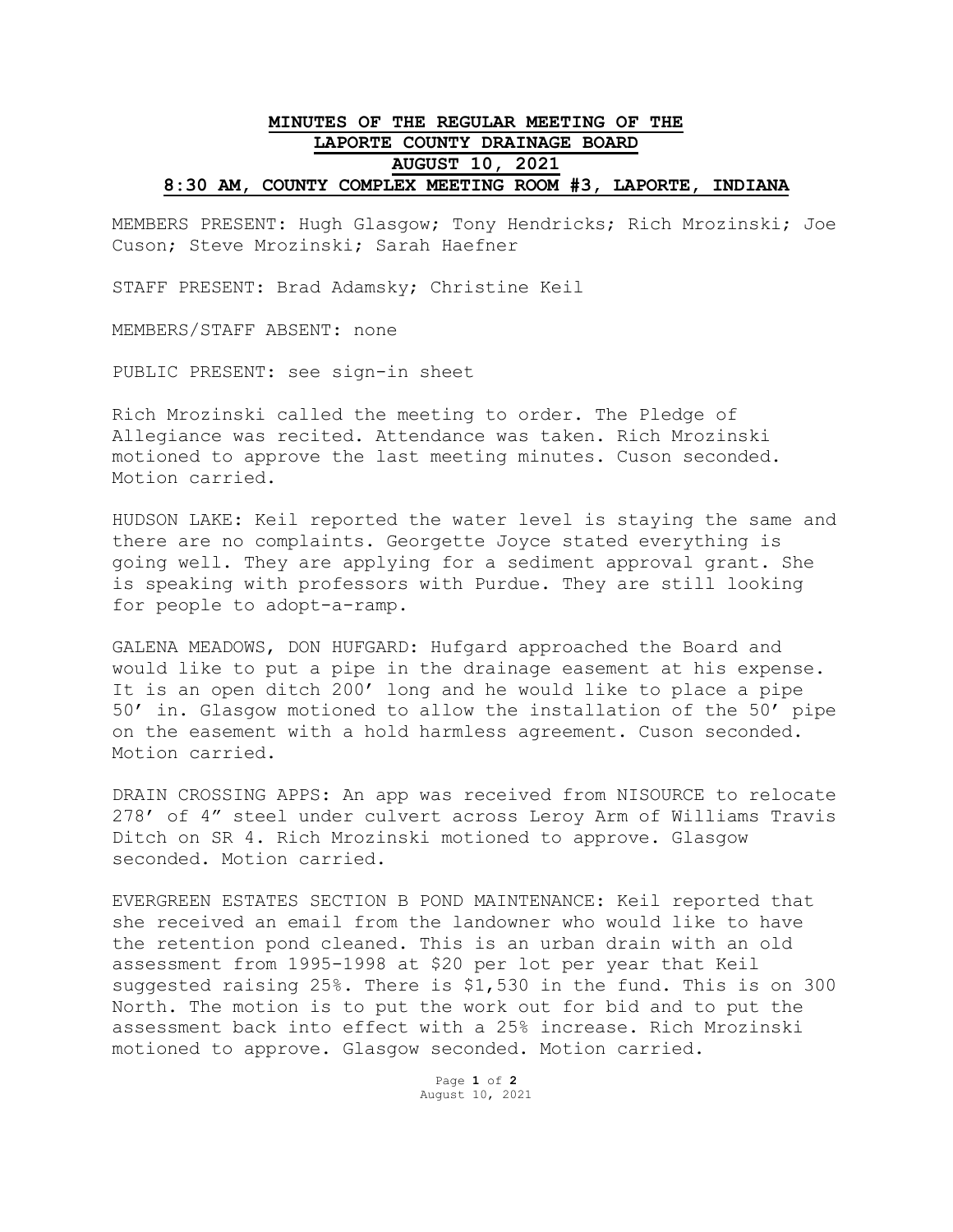# MINUTES OF THE REGULAR MEETING OF THE LAPORTE COUNTY DRAINAGE BOARD AUGUST 10, 2021 8:30 AM, COUNTY COMPLEX MEETING ROOM #3, LAPORTE, INDIANA

MEMBERS PRESENT: Hugh Glasgow; Tony Hendricks; Rich Mrozinski; Joe Cuson; Steve Mrozinski; Sarah Haefner

STAFF PRESENT: Brad Adamsky; Christine Keil

MEMBERS/STAFF ABSENT: none

PUBLIC PRESENT: see sign-in sheet

Rich Mrozinski called the meeting to order. The Pledge of Allegiance was recited. Attendance was taken. Rich Mrozinski motioned to approve the last meeting minutes. Cuson seconded. Motion carried.

HUDSON LAKE: Keil reported the water level is staying the same and there are no complaints. Georgette Joyce stated everything is going well. They are applying for a sediment approval grant. She is speaking with professors with Purdue. They are still looking for people to adopt-a-ramp.

GALENA MEADOWS, DON HUFGARD: Hufgard approached the Board and would like to put a pipe in the drainage easement at his expense. It is an open ditch 200' long and he would like to place a pipe 50' in. Glasgow motioned to allow the installation of the 50' pipe on the easement with a hold harmless agreement. Cuson seconded. Motion carried.

DRAIN CROSSING APPS: An app was received from NISOURCE to relocate 278' of 4" steel under culvert across Leroy Arm of Williams Travis Ditch on SR 4. Rich Mrozinski motioned to approve. Glasgow seconded. Motion carried.

EVERGREEN ESTATES SECTION B POND MAINTENANCE: Keil reported that she received an email from the landowner who would like to have the retention pond cleaned. This is an urban drain with an old assessment from 1995-1998 at $20 per lot per year that Keil suggested raising 25%. There is $1,530 in the fund. This is on 300 North. The motion is to put the work out for bid and to put the assessment back into effect with a 25% increase. Rich Mrozinski motioned to approve. Glasgow seconded. Motion carried.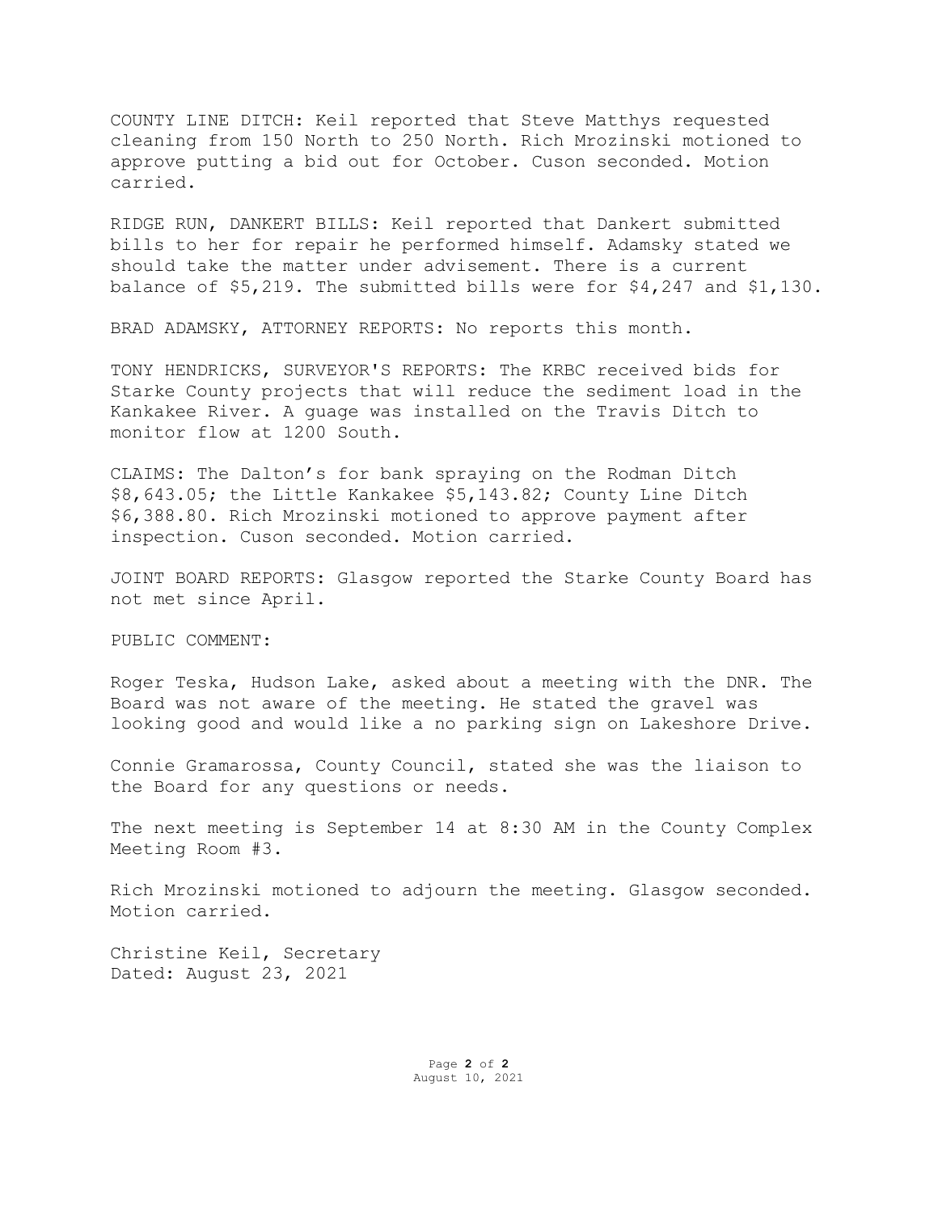COUNTY LINE DITCH: Keil reported that Steve Matthys requested cleaning from 150 North to 250 North. Rich Mrozinski motioned to approve putting a bid out for October. Cuson seconded. Motion carried.

RIDGE RUN, DANKERT BILLS: Keil reported that Dankert submitted bills to her for repair he performed himself. Adamsky stated we should take the matter under advisement. There is a current balance of $5,219. The submitted bills were for $4,247 and $1,130.

BRAD ADAMSKY, ATTORNEY REPORTS: No reports this month.

TONY HENDRICKS, SURVEYOR'S REPORTS: The KRBC received bids for Starke County projects that will reduce the sediment load in the Kankakee River. A guage was installed on the Travis Ditch to monitor flow at 1200 South.

CLAIMS: The Dalton's for bank spraying on the Rodman Ditch $8,643.05; the Little Kankakee $5,143.82; County Line Ditch $6,388.80. Rich Mrozinski motioned to approve payment after inspection. Cuson seconded. Motion carried.

JOINT BOARD REPORTS: Glasgow reported the Starke County Board has not met since April.

PUBLIC COMMENT:

Roger Teska, Hudson Lake, asked about a meeting with the DNR. The Board was not aware of the meeting. He stated the gravel was looking good and would like a no parking sign on Lakeshore Drive.

Connie Gramarossa, County Council, stated she was the liaison to the Board for any questions or needs.

The next meeting is September 14 at 8:30 AM in the County Complex Meeting Room #3.

Rich Mrozinski motioned to adjourn the meeting. Glasgow seconded. Motion carried.

Christine Keil, Secretary
Dated: August 23, 2021